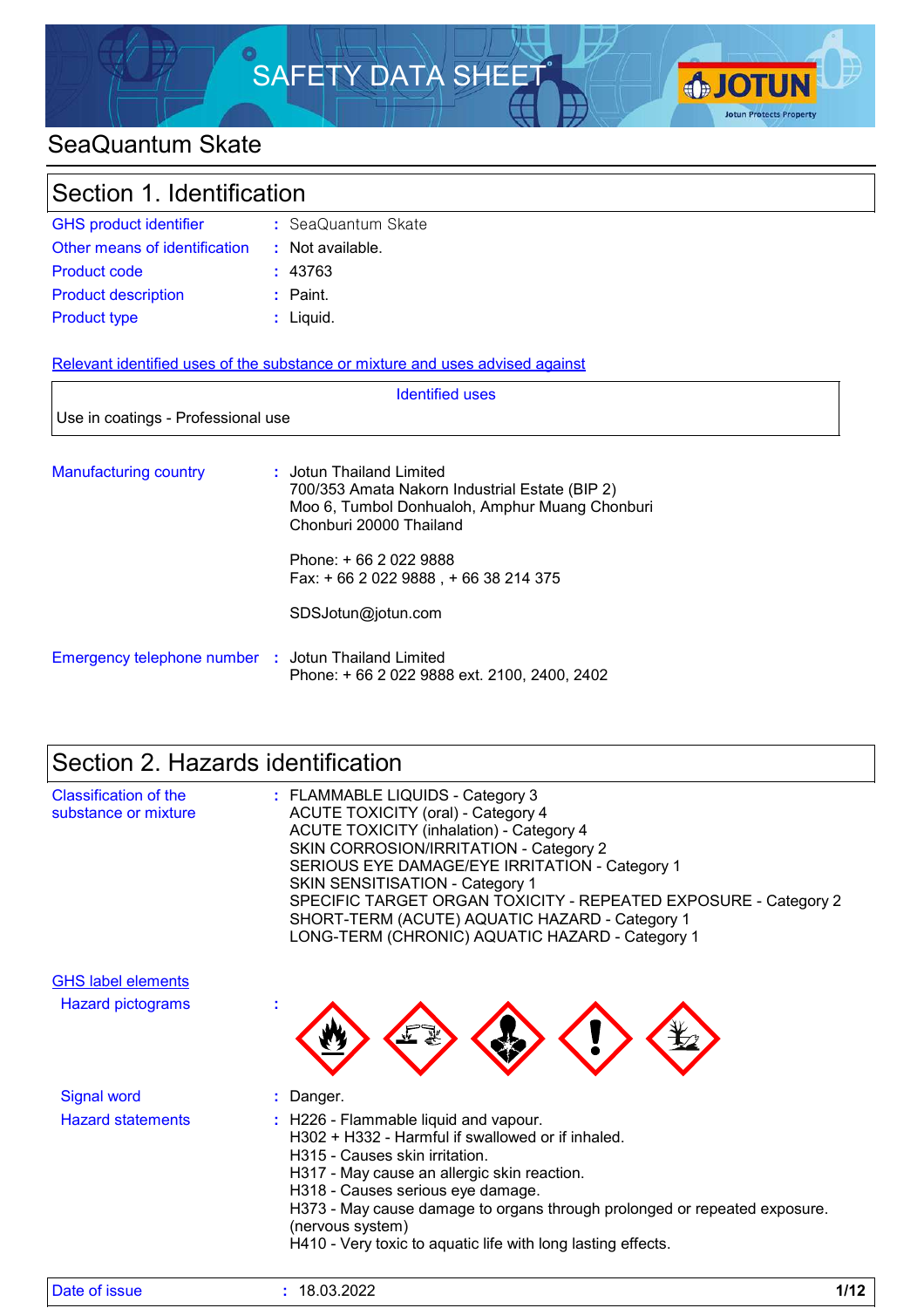# SAFETY DATA SHEET

## SeaQuantum Skate

## Section 1. Identification

| | | |
|---|---|---|
| GHS product identifier | : | SeaQuantum Skate |
| Other means of identification | : | Not available. |
| Product code | : | 43763 |
| Product description | : | Paint. |
| Product type | : | Liquid. |

### Relevant identified uses of the substance or mixture and uses advised against

| Identified uses |
|---|
| Use in coatings - Professional use |

**Manufacturing country** : Jotun Thailand Limited
700/353 Amata Nakorn Industrial Estate (BIP 2)
Moo 6, Tumbol Donhualoh, Amphur Muang Chonburi
Chonburi 20000 Thailand

Phone: + 66 2 022 9888
Fax: + 66 2 022 9888 , + 66 38 214 375

SDSJotun@jotun.com

**Emergency telephone number** : Jotun Thailand Limited
Phone: + 66 2 022 9888 ext. 2100, 2400, 2402

## Section 2. Hazards identification

**Classification of the substance or mixture** :
FLAMMABLE LIQUIDS - Category 3
ACUTE TOXICITY (oral) - Category 4
ACUTE TOXICITY (inhalation) - Category 4
SKIN CORROSION/IRRITATION - Category 2
SERIOUS EYE DAMAGE/EYE IRRITATION - Category 1
SKIN SENSITISATION - Category 1
SPECIFIC TARGET ORGAN TOXICITY - REPEATED EXPOSURE - Category 2
SHORT-TERM (ACUTE) AQUATIC HAZARD - Category 1
LONG-TERM (CHRONIC) AQUATIC HAZARD - Category 1

### GHS label elements

**Hazard pictograms** :

**Signal word** : Danger.

**Hazard statements** :
H226 - Flammable liquid and vapour.
H302 + H332 - Harmful if swallowed or if inhaled.
H315 - Causes skin irritation.
H317 - May cause an allergic skin reaction.
H318 - Causes serious eye damage.
H373 - May cause damage to organs through prolonged or repeated exposure. (nervous system)
H410 - Very toxic to aquatic life with long lasting effects.

Date of issue : 18.03.2022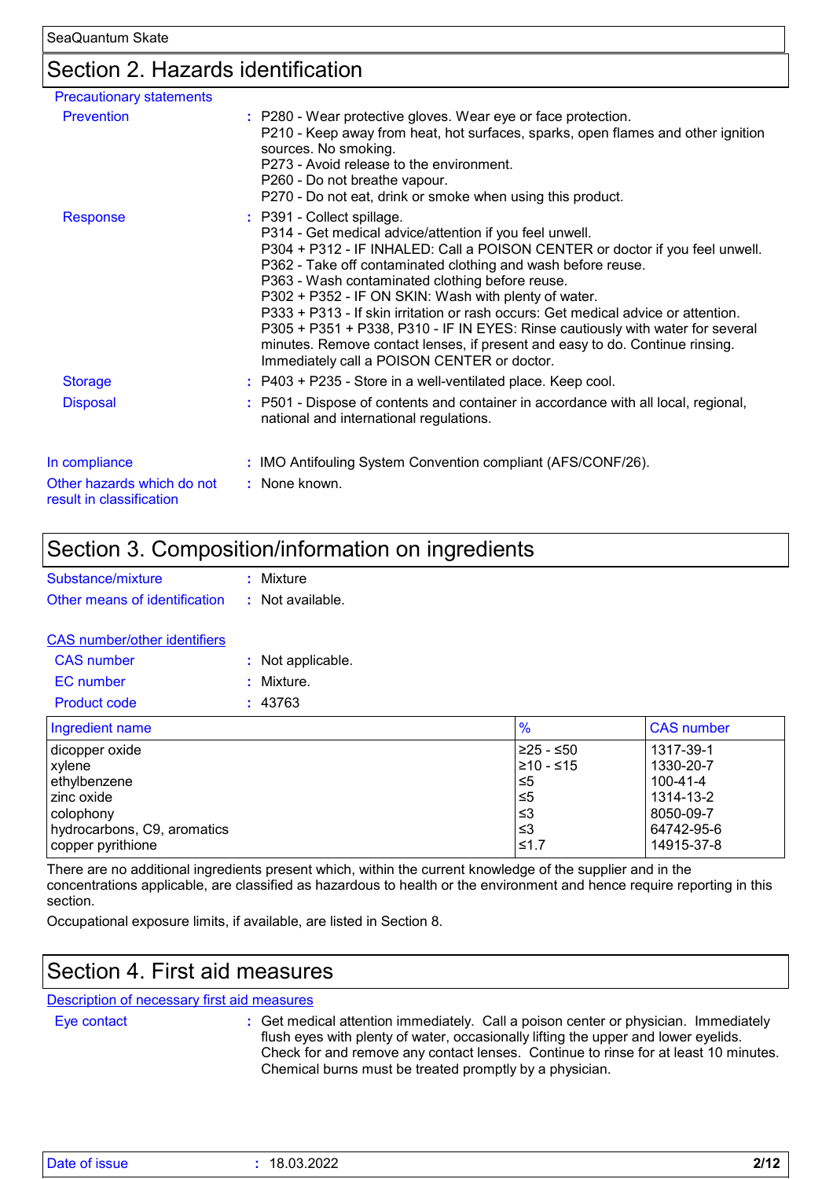## Section 2. Hazards identification

**Precautionary statements**

**Prevention** : P280 - Wear protective gloves. Wear eye or face protection.
P210 - Keep away from heat, hot surfaces, sparks, open flames and other ignition sources. No smoking.
P273 - Avoid release to the environment.
P260 - Do not breathe vapour.
P270 - Do not eat, drink or smoke when using this product.

**Response** : P391 - Collect spillage.
P314 - Get medical advice/attention if you feel unwell.
P304 + P312 - IF INHALED: Call a POISON CENTER or doctor if you feel unwell.
P362 - Take off contaminated clothing and wash before reuse.
P363 - Wash contaminated clothing before reuse.
P302 + P352 - IF ON SKIN: Wash with plenty of water.
P333 + P313 - If skin irritation or rash occurs: Get medical advice or attention.
P305 + P351 + P338, P310 - IF IN EYES: Rinse cautiously with water for several minutes. Remove contact lenses, if present and easy to do. Continue rinsing. Immediately call a POISON CENTER or doctor.

**Storage** : P403 + P235 - Store in a well-ventilated place. Keep cool.

**Disposal** : P501 - Dispose of contents and container in accordance with all local, regional, national and international regulations.

**In compliance** : IMO Antifouling System Convention compliant (AFS/CONF/26).

**Other hazards which do not result in classification** : None known.

## Section 3. Composition/information on ingredients

**Substance/mixture** : Mixture

**Other means of identification** : Not available.

**CAS number/other identifiers**

**CAS number** : Not applicable.

**EC number** : Mixture.

**Product code** : 43763

| Ingredient name | % | CAS number |
|---|---|---|
| dicopper oxide | ≥25 - ≤50 | 1317-39-1 |
| xylene | ≥10 - ≤15 | 1330-20-7 |
| ethylbenzene | ≤5 | 100-41-4 |
| zinc oxide | ≤5 | 1314-13-2 |
| colophony | ≤3 | 8050-09-7 |
| hydrocarbons, C9, aromatics | ≤3 | 64742-95-6 |
| copper pyrithione | ≤1.7 | 14915-37-8 |

There are no additional ingredients present which, within the current knowledge of the supplier and in the concentrations applicable, are classified as hazardous to health or the environment and hence require reporting in this section.

Occupational exposure limits, if available, are listed in Section 8.

## Section 4. First aid measures

**Description of necessary first aid measures**

**Eye contact** : Get medical attention immediately. Call a poison center or physician. Immediately flush eyes with plenty of water, occasionally lifting the upper and lower eyelids. Check for and remove any contact lenses. Continue to rinse for at least 10 minutes. Chemical burns must be treated promptly by a physician.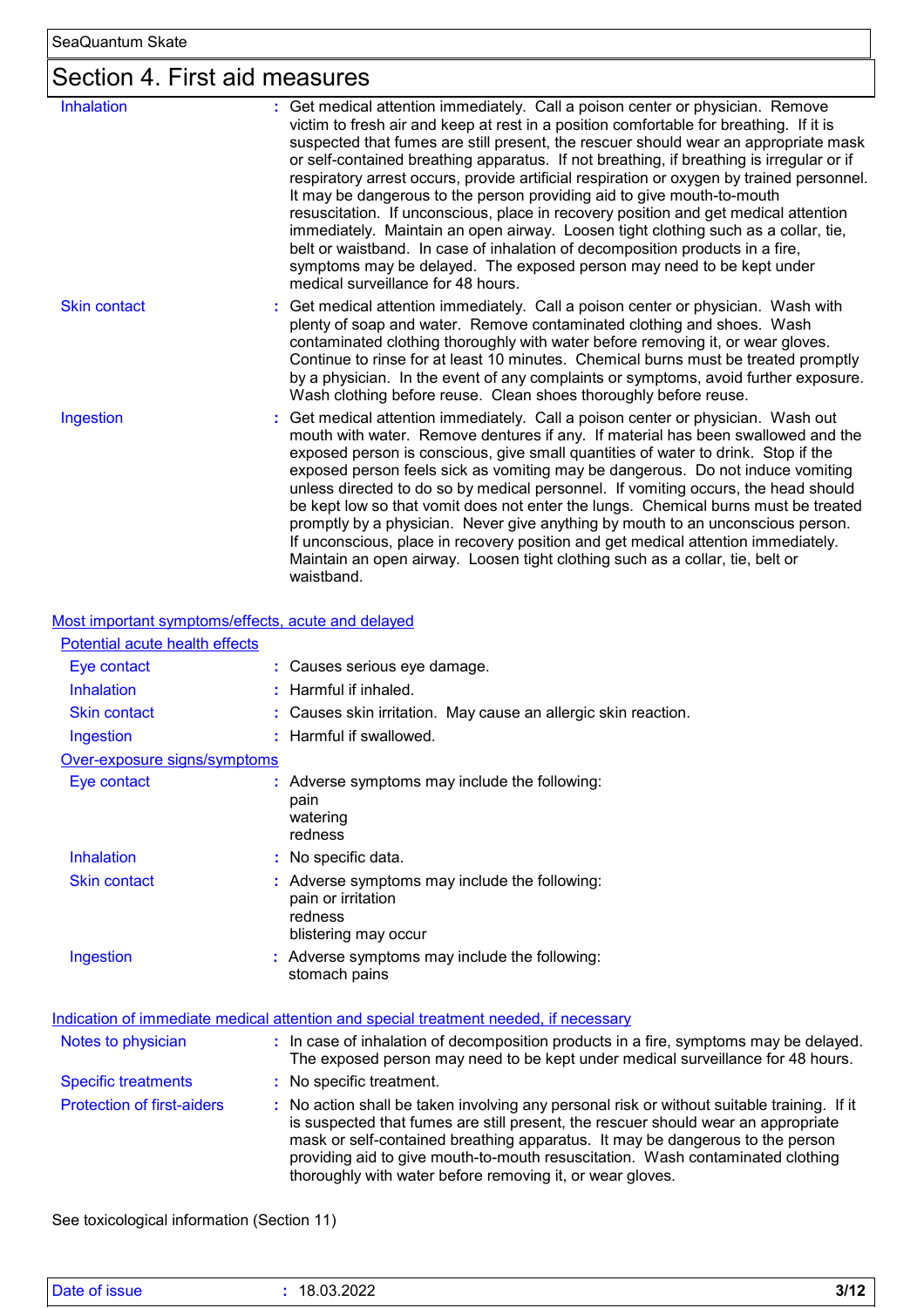# Section 4. First aid measures

| | |
|---|---|
| Inhalation | Get medical attention immediately. Call a poison center or physician. Remove victim to fresh air and keep at rest in a position comfortable for breathing. If it is suspected that fumes are still present, the rescuer should wear an appropriate mask or self-contained breathing apparatus. If not breathing, if breathing is irregular or if respiratory arrest occurs, provide artificial respiration or oxygen by trained personnel. It may be dangerous to the person providing aid to give mouth-to-mouth resuscitation. If unconscious, place in recovery position and get medical attention immediately. Maintain an open airway. Loosen tight clothing such as a collar, tie, belt or waistband. In case of inhalation of decomposition products in a fire, symptoms may be delayed. The exposed person may need to be kept under medical surveillance for 48 hours. |
| Skin contact | Get medical attention immediately. Call a poison center or physician. Wash with plenty of soap and water. Remove contaminated clothing and shoes. Wash contaminated clothing thoroughly with water before removing it, or wear gloves. Continue to rinse for at least 10 minutes. Chemical burns must be treated promptly by a physician. In the event of any complaints or symptoms, avoid further exposure. Wash clothing before reuse. Clean shoes thoroughly before reuse. |
| Ingestion | Get medical attention immediately. Call a poison center or physician. Wash out mouth with water. Remove dentures if any. If material has been swallowed and the exposed person is conscious, give small quantities of water to drink. Stop if the exposed person feels sick as vomiting may be dangerous. Do not induce vomiting unless directed to do so by medical personnel. If vomiting occurs, the head should be kept low so that vomit does not enter the lungs. Chemical burns must be treated promptly by a physician. Never give anything by mouth to an unconscious person. If unconscious, place in recovery position and get medical attention immediately. Maintain an open airway. Loosen tight clothing such as a collar, tie, belt or waistband. |

## Most important symptoms/effects, acute and delayed

### Potential acute health effects

| | |
|---|---|
| Eye contact | Causes serious eye damage. |
| Inhalation | Harmful if inhaled. |
| Skin contact | Causes skin irritation. May cause an allergic skin reaction. |
| Ingestion | Harmful if swallowed. |

### Over-exposure signs/symptoms

| | |
|---|---|
| Eye contact | Adverse symptoms may include the following:<br>pain<br>watering<br>redness |
| Inhalation | No specific data. |
| Skin contact | Adverse symptoms may include the following:<br>pain or irritation<br>redness<br>blistering may occur |
| Ingestion | Adverse symptoms may include the following:<br>stomach pains |

## Indication of immediate medical attention and special treatment needed, if necessary

| | |
|---|---|
| Notes to physician | In case of inhalation of decomposition products in a fire, symptoms may be delayed. The exposed person may need to be kept under medical surveillance for 48 hours. |
| Specific treatments | No specific treatment. |
| Protection of first-aiders | No action shall be taken involving any personal risk or without suitable training. If it is suspected that fumes are still present, the rescuer should wear an appropriate mask or self-contained breathing apparatus. It may be dangerous to the person providing aid to give mouth-to-mouth resuscitation. Wash contaminated clothing thoroughly with water before removing it, or wear gloves. |

See toxicological information (Section 11)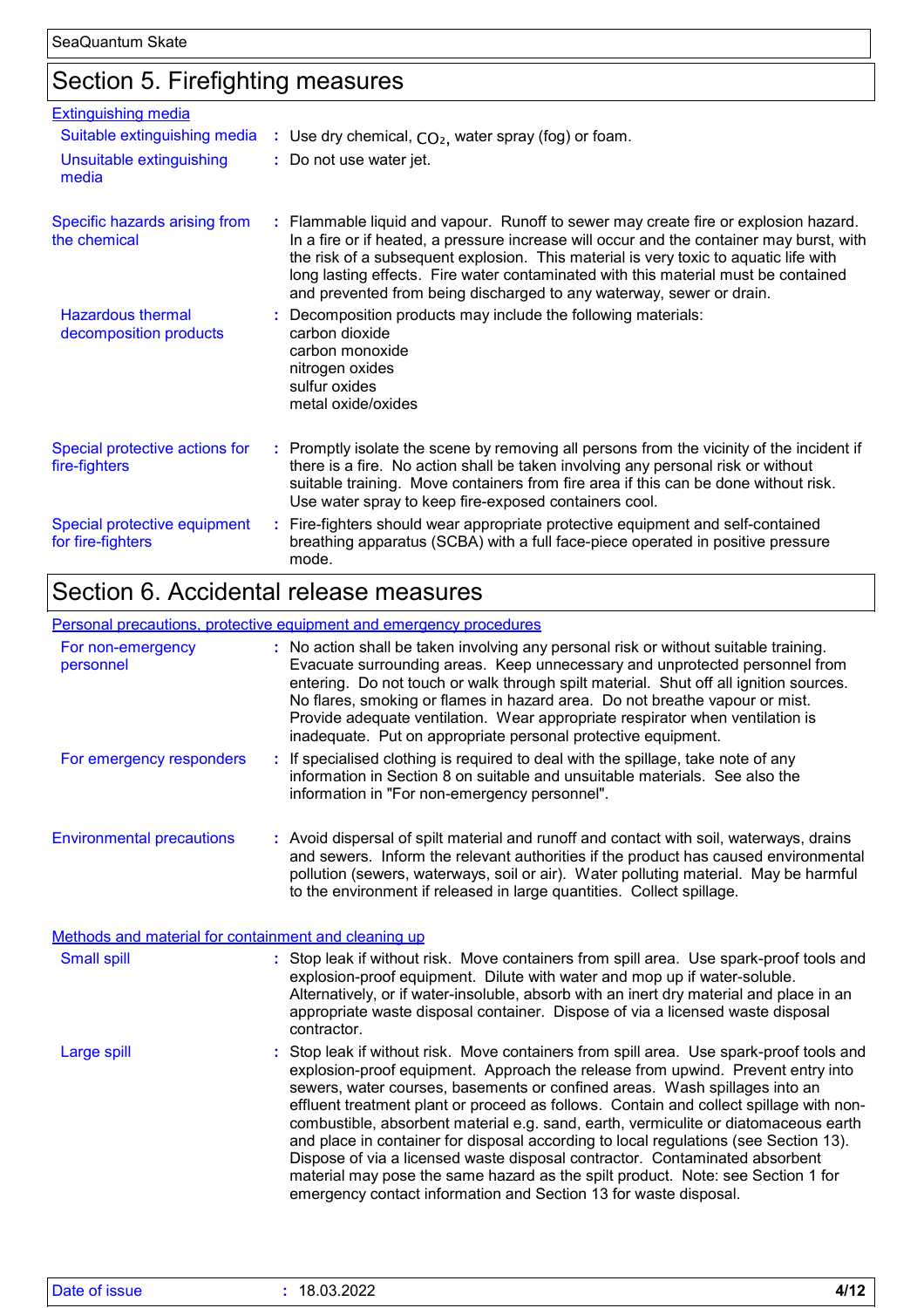## Section 5. Firefighting measures

### Extinguishing media

**Suitable extinguishing media** : Use dry chemical, $CO_2$, water spray (fog) or foam.

**Unsuitable extinguishing media** : Do not use water jet.

**Specific hazards arising from the chemical** : Flammable liquid and vapour. Runoff to sewer may create fire or explosion hazard. In a fire or if heated, a pressure increase will occur and the container may burst, with the risk of a subsequent explosion. This material is very toxic to aquatic life with long lasting effects. Fire water contaminated with this material must be contained and prevented from being discharged to any waterway, sewer or drain.

**Hazardous thermal decomposition products** : Decomposition products may include the following materials:
carbon dioxide
carbon monoxide
nitrogen oxides
sulfur oxides
metal oxide/oxides

**Special protective actions for fire-fighters** : Promptly isolate the scene by removing all persons from the vicinity of the incident if there is a fire. No action shall be taken involving any personal risk or without suitable training. Move containers from fire area if this can be done without risk. Use water spray to keep fire-exposed containers cool.

**Special protective equipment for fire-fighters** : Fire-fighters should wear appropriate protective equipment and self-contained breathing apparatus (SCBA) with a full face-piece operated in positive pressure mode.

## Section 6. Accidental release measures

### Personal precautions, protective equipment and emergency procedures

**For non-emergency personnel** : No action shall be taken involving any personal risk or without suitable training. Evacuate surrounding areas. Keep unnecessary and unprotected personnel from entering. Do not touch or walk through spilt material. Shut off all ignition sources. No flares, smoking or flames in hazard area. Do not breathe vapour or mist. Provide adequate ventilation. Wear appropriate respirator when ventilation is inadequate. Put on appropriate personal protective equipment.

**For emergency responders** : If specialised clothing is required to deal with the spillage, take note of any information in Section 8 on suitable and unsuitable materials. See also the information in "For non-emergency personnel".

**Environmental precautions** : Avoid dispersal of spilt material and runoff and contact with soil, waterways, drains and sewers. Inform the relevant authorities if the product has caused environmental pollution (sewers, waterways, soil or air). Water polluting material. May be harmful to the environment if released in large quantities. Collect spillage.

### Methods and material for containment and cleaning up

**Small spill** : Stop leak if without risk. Move containers from spill area. Use spark-proof tools and explosion-proof equipment. Dilute with water and mop up if water-soluble. Alternatively, or if water-insoluble, absorb with an inert dry material and place in an appropriate waste disposal container. Dispose of via a licensed waste disposal contractor.

**Large spill** : Stop leak if without risk. Move containers from spill area. Use spark-proof tools and explosion-proof equipment. Approach the release from upwind. Prevent entry into sewers, water courses, basements or confined areas. Wash spillages into an effluent treatment plant or proceed as follows. Contain and collect spillage with non-combustible, absorbent material e.g. sand, earth, vermiculite or diatomaceous earth and place in container for disposal according to local regulations (see Section 13). Dispose of via a licensed waste disposal contractor. Contaminated absorbent material may pose the same hazard as the spilt product. Note: see Section 1 for emergency contact information and Section 13 for waste disposal.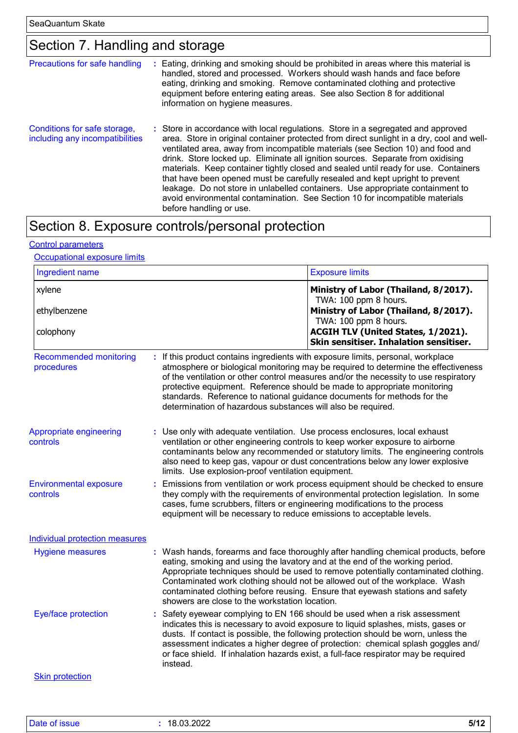## Section 7. Handling and storage

**Precautions for safe handling** : Eating, drinking and smoking should be prohibited in areas where this material is handled, stored and processed. Workers should wash hands and face before eating, drinking and smoking. Remove contaminated clothing and protective equipment before entering eating areas. See also Section 8 for additional information on hygiene measures.

**Conditions for safe storage, including any incompatibilities** : Store in accordance with local regulations. Store in a segregated and approved area. Store in original container protected from direct sunlight in a dry, cool and well-ventilated area, away from incompatible materials (see Section 10) and food and drink. Store locked up. Eliminate all ignition sources. Separate from oxidising materials. Keep container tightly closed and sealed until ready for use. Containers that have been opened must be carefully resealed and kept upright to prevent leakage. Do not store in unlabelled containers. Use appropriate containment to avoid environmental contamination. See Section 10 for incompatible materials before handling or use.

## Section 8. Exposure controls/personal protection

### Control parameters

#### Occupational exposure limits

| Ingredient name | Exposure limits |
|---|---|
| xylene | **Ministry of Labor (Thailand, 8/2017).** TWA: 100 ppm 8 hours. |
| ethylbenzene | **Ministry of Labor (Thailand, 8/2017).** TWA: 100 ppm 8 hours. |
| colophony | **ACGIH TLV (United States, 1/2021). Skin sensitiser. Inhalation sensitiser.** |

**Recommended monitoring procedures** : If this product contains ingredients with exposure limits, personal, workplace atmosphere or biological monitoring may be required to determine the effectiveness of the ventilation or other control measures and/or the necessity to use respiratory protective equipment. Reference should be made to appropriate monitoring standards. Reference to national guidance documents for methods for the determination of hazardous substances will also be required.

**Appropriate engineering controls** : Use only with adequate ventilation. Use process enclosures, local exhaust ventilation or other engineering controls to keep worker exposure to airborne contaminants below any recommended or statutory limits. The engineering controls also need to keep gas, vapour or dust concentrations below any lower explosive limits. Use explosion-proof ventilation equipment.

**Environmental exposure controls** : Emissions from ventilation or work process equipment should be checked to ensure they comply with the requirements of environmental protection legislation. In some cases, fume scrubbers, filters or engineering modifications to the process equipment will be necessary to reduce emissions to acceptable levels.

### Individual protection measures

**Hygiene measures** : Wash hands, forearms and face thoroughly after handling chemical products, before eating, smoking and using the lavatory and at the end of the working period. Appropriate techniques should be used to remove potentially contaminated clothing. Contaminated work clothing should not be allowed out of the workplace. Wash contaminated clothing before reusing. Ensure that eyewash stations and safety showers are close to the workstation location.

**Eye/face protection** : Safety eyewear complying to EN 166 should be used when a risk assessment indicates this is necessary to avoid exposure to liquid splashes, mists, gases or dusts. If contact is possible, the following protection should be worn, unless the assessment indicates a higher degree of protection: chemical splash goggles and/or face shield. If inhalation hazards exist, a full-face respirator may be required instead.

#### Skin protection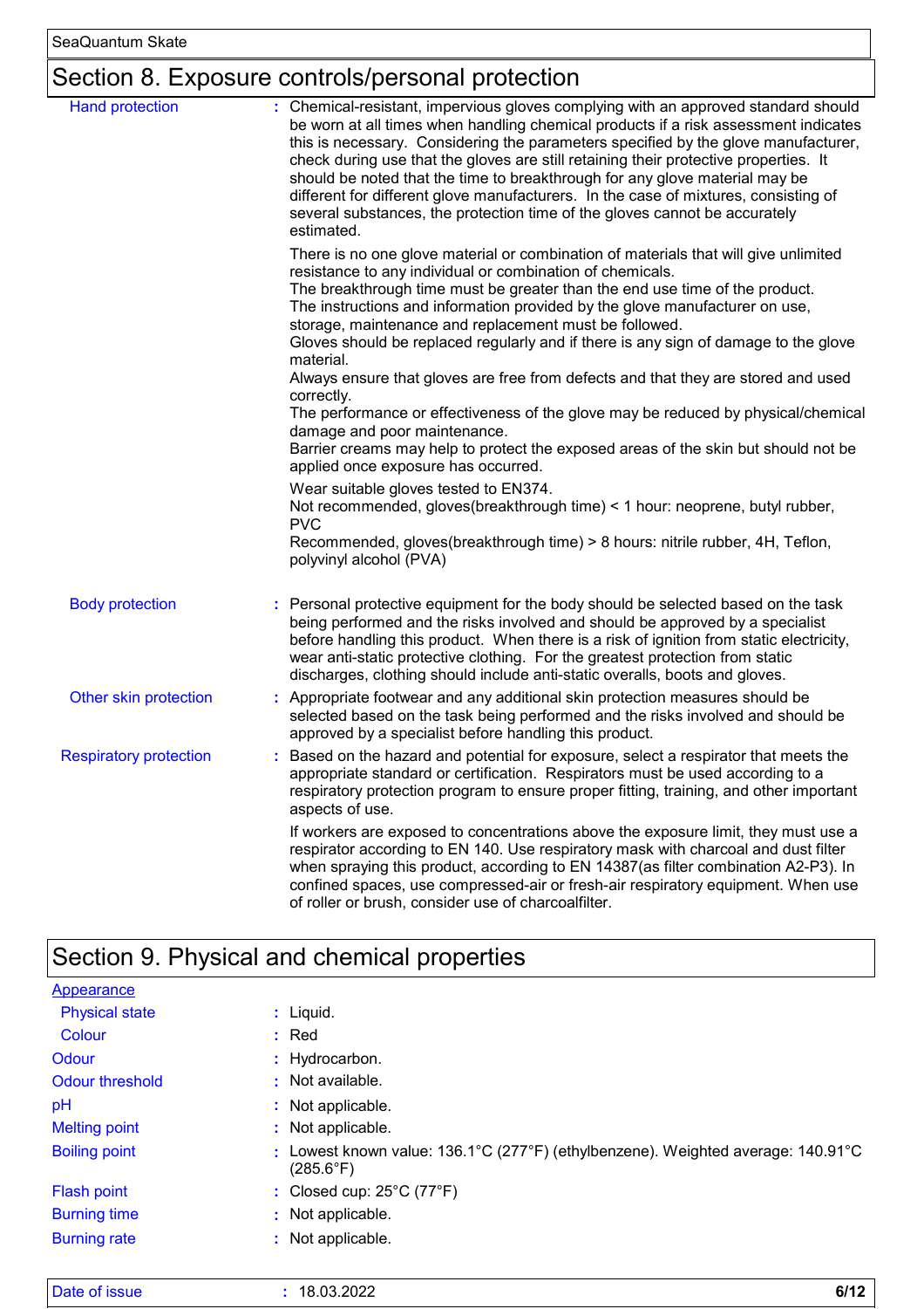## Section 8. Exposure controls/personal protection

**Hand protection** : Chemical-resistant, impervious gloves complying with an approved standard should be worn at all times when handling chemical products if a risk assessment indicates this is necessary. Considering the parameters specified by the glove manufacturer, check during use that the gloves are still retaining their protective properties. It should be noted that the time to breakthrough for any glove material may be different for different glove manufacturers. In the case of mixtures, consisting of several substances, the protection time of the gloves cannot be accurately estimated.

There is no one glove material or combination of materials that will give unlimited resistance to any individual or combination of chemicals.
The breakthrough time must be greater than the end use time of the product.
The instructions and information provided by the glove manufacturer on use, storage, maintenance and replacement must be followed.
Gloves should be replaced regularly and if there is any sign of damage to the glove material.
Always ensure that gloves are free from defects and that they are stored and used correctly.
The performance or effectiveness of the glove may be reduced by physical/chemical damage and poor maintenance.
Barrier creams may help to protect the exposed areas of the skin but should not be applied once exposure has occurred.

Wear suitable gloves tested to EN374.
Not recommended, gloves(breakthrough time) < 1 hour: neoprene, butyl rubber, PVC
Recommended, gloves(breakthrough time) > 8 hours: nitrile rubber, 4H, Teflon, polyvinyl alcohol (PVA)

**Body protection** : Personal protective equipment for the body should be selected based on the task being performed and the risks involved and should be approved by a specialist before handling this product. When there is a risk of ignition from static electricity, wear anti-static protective clothing. For the greatest protection from static discharges, clothing should include anti-static overalls, boots and gloves.

**Other skin protection** : Appropriate footwear and any additional skin protection measures should be selected based on the task being performed and the risks involved and should be approved by a specialist before handling this product.

**Respiratory protection** : Based on the hazard and potential for exposure, select a respirator that meets the appropriate standard or certification. Respirators must be used according to a respiratory protection program to ensure proper fitting, training, and other important aspects of use.

If workers are exposed to concentrations above the exposure limit, they must use a respirator according to EN 140. Use respiratory mask with charcoal and dust filter when spraying this product, according to EN 14387(as filter combination A2-P3). In confined spaces, use compressed-air or fresh-air respiratory equipment. When use of roller or brush, consider use of charcoalfilter.

## Section 9. Physical and chemical properties

**Appearance**

| Property | Value |
|---|---|
| Physical state | Liquid. |
| Colour | Red |
| Odour | Hydrocarbon. |
| Odour threshold | Not available. |
| pH | Not applicable. |
| Melting point | Not applicable. |
| Boiling point | Lowest known value: 136.1°C (277°F) (ethylbenzene). Weighted average: 140.91°C (285.6°F) |
| Flash point | Closed cup: 25°C (77°F) |
| Burning time | Not applicable. |
| Burning rate | Not applicable. |

Date of issue : 18.03.2022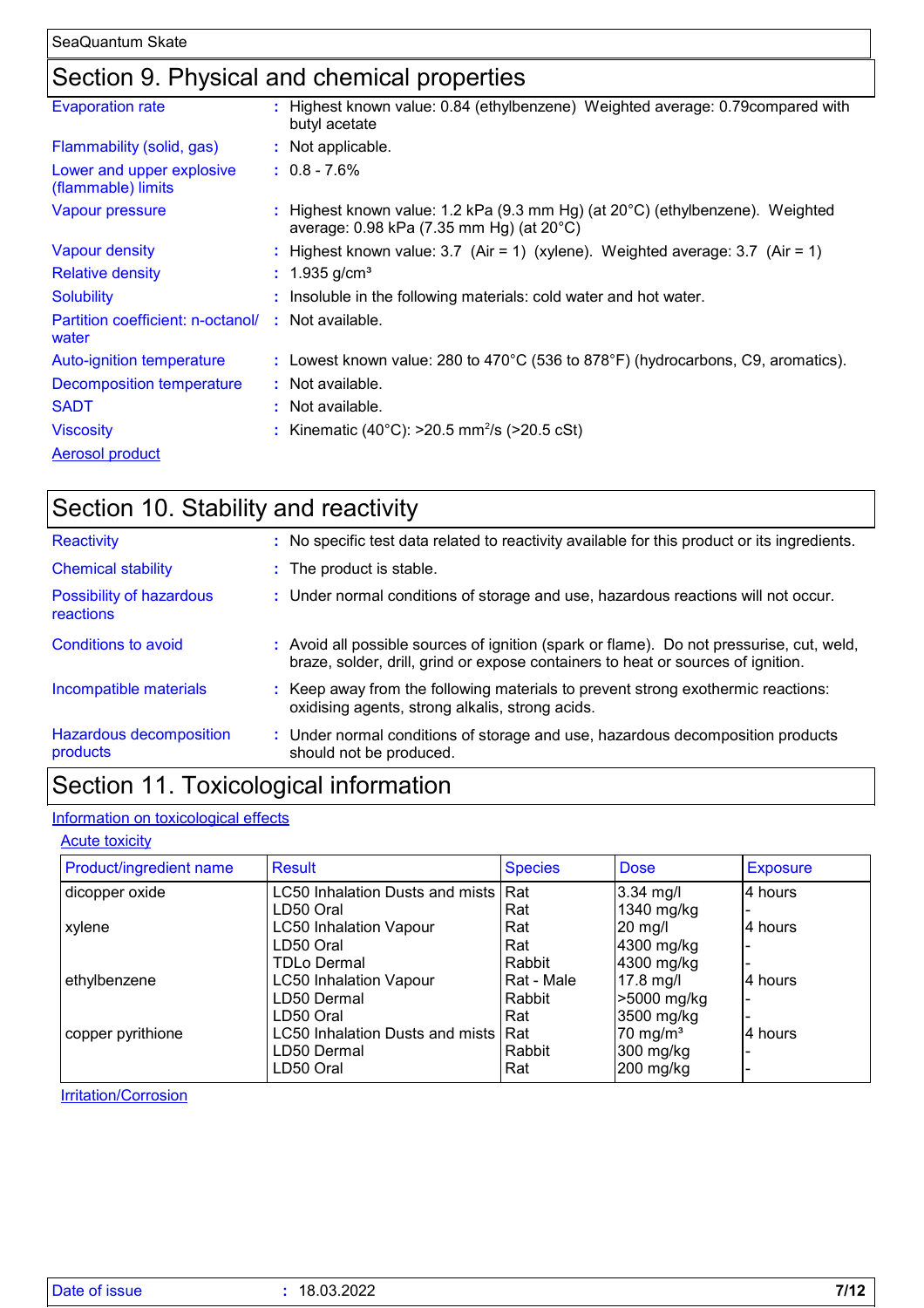## Section 9. Physical and chemical properties

| | |
|---|---|
| Evaporation rate | Highest known value: 0.84 (ethylbenzene) Weighted average: 0.79compared with butyl acetate |
| Flammability (solid, gas) | Not applicable. |
| Lower and upper explosive (flammable) limits | 0.8 - 7.6% |
| Vapour pressure | Highest known value: 1.2 kPa (9.3 mm Hg) (at 20°C) (ethylbenzene). Weighted average: 0.98 kPa (7.35 mm Hg) (at 20°C) |
| Vapour density | Highest known value: 3.7 (Air = 1) (xylene). Weighted average: 3.7 (Air = 1) |
| Relative density | 1.935 g/cm³ |
| Solubility | Insoluble in the following materials: cold water and hot water. |
| Partition coefficient: n-octanol/ water | Not available. |
| Auto-ignition temperature | Lowest known value: 280 to 470°C (536 to 878°F) (hydrocarbons, C9, aromatics). |
| Decomposition temperature | Not available. |
| SADT | Not available. |
| Viscosity | Kinematic (40°C): >20.5 $mm^2/s$ (>20.5 cSt) |

Aerosol product

## Section 10. Stability and reactivity

| | |
|---|---|
| Reactivity | No specific test data related to reactivity available for this product or its ingredients. |
| Chemical stability | The product is stable. |
| Possibility of hazardous reactions | Under normal conditions of storage and use, hazardous reactions will not occur. |
| Conditions to avoid | Avoid all possible sources of ignition (spark or flame). Do not pressurise, cut, weld, braze, solder, drill, grind or expose containers to heat or sources of ignition. |
| Incompatible materials | Keep away from the following materials to prevent strong exothermic reactions: oxidising agents, strong alkalis, strong acids. |
| Hazardous decomposition products | Under normal conditions of storage and use, hazardous decomposition products should not be produced. |

## Section 11. Toxicological information

Information on toxicological effects

Acute toxicity

| Product/ingredient name | Result | Species | Dose | Exposure |
|---|---|---|---|---|
| dicopper oxide | LC50 Inhalation Dusts and mists | Rat | 3.34 mg/l | 4 hours |
| | LD50 Oral | Rat | 1340 mg/kg | - |
| xylene | LC50 Inhalation Vapour | Rat | 20 mg/l | 4 hours |
| | LD50 Oral | Rat | 4300 mg/kg | - |
| | TDLo Dermal | Rabbit | 4300 mg/kg | - |
| ethylbenzene | LC50 Inhalation Vapour | Rat - Male | 17.8 mg/l | 4 hours |
| | LD50 Dermal | Rabbit | >5000 mg/kg | - |
| | LD50 Oral | Rat | 3500 mg/kg | - |
| copper pyrithione | LC50 Inhalation Dusts and mists | Rat | 70 mg/m³ | 4 hours |
| | LD50 Dermal | Rabbit | 300 mg/kg | - |
| | LD50 Oral | Rat | 200 mg/kg | - |

Irritation/Corrosion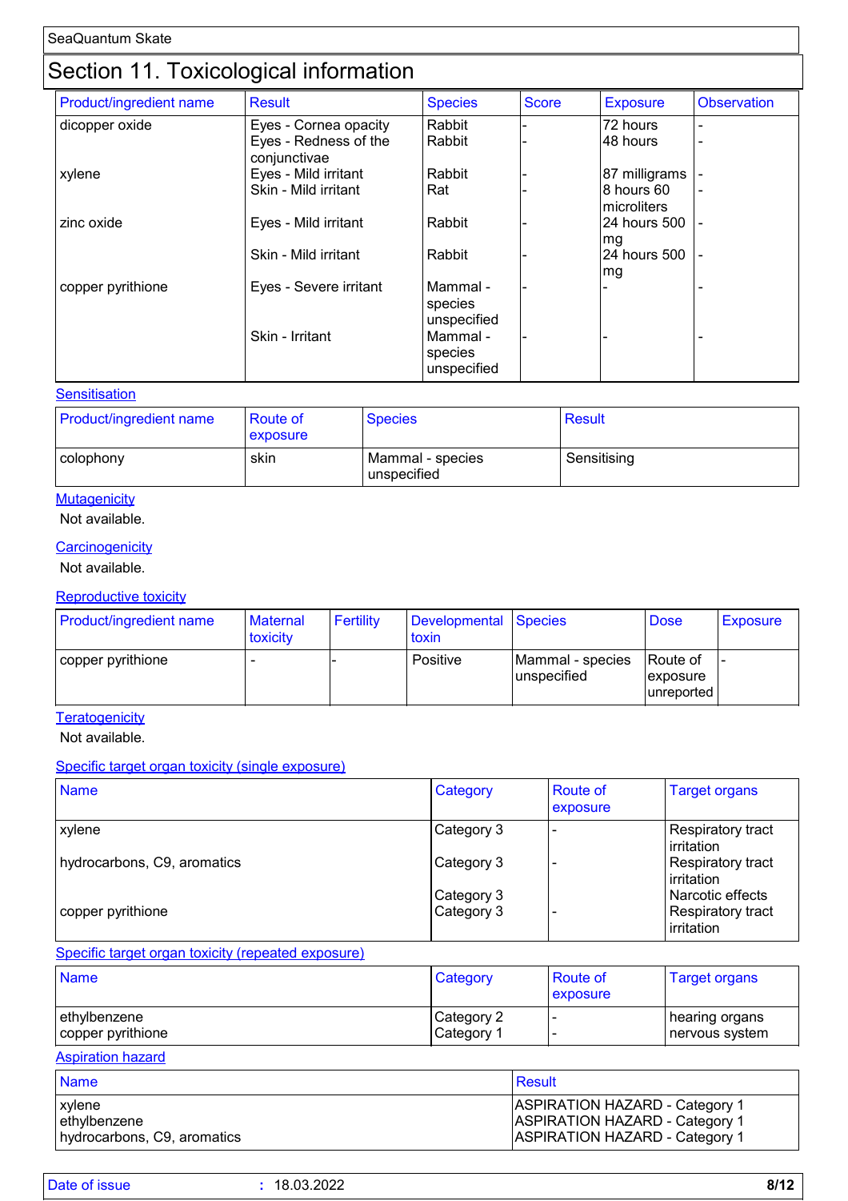## Section 11. Toxicological information

| Product/ingredient name | Result | Species | Score | Exposure | Observation |
|---|---|---|---|---|---|
| dicopper oxide | Eyes - Cornea opacity | Rabbit | - | 72 hours | - |
| | Eyes - Redness of the conjunctivae | Rabbit | - | 48 hours | - |
| xylene | Eyes - Mild irritant | Rabbit | - | 87 milligrams | - |
| | Skin - Mild irritant | Rat | - | 8 hours 60 microliters | - |
| zinc oxide | Eyes - Mild irritant | Rabbit | - | 24 hours 500 mg | - |
| | Skin - Mild irritant | Rabbit | - | 24 hours 500 mg | - |
| copper pyrithione | Eyes - Severe irritant | Mammal - species unspecified | - | - | - |
| | Skin - Irritant | Mammal - species unspecified | - | - | - |

### Sensitisation

| Product/ingredient name | Route of exposure | Species | Result |
|---|---|---|---|
| colophony | skin | Mammal - species unspecified | Sensitising |

### Mutagenicity

Not available.

### Carcinogenicity

Not available.

### Reproductive toxicity

| Product/ingredient name | Maternal toxicity | Fertility | Developmental toxin | Species | Dose | Exposure |
|---|---|---|---|---|---|---|
| copper pyrithione | - | - | Positive | Mammal - species unspecified | Route of exposure unreported | - |

### Teratogenicity

Not available.

### Specific target organ toxicity (single exposure)

| Name | Category | Route of exposure | Target organs |
|---|---|---|---|
| xylene | Category 3 | - | Respiratory tract irritation |
| hydrocarbons, C9, aromatics | Category 3 | - | Respiratory tract irritation |
| | Category 3 | | Narcotic effects |
| copper pyrithione | Category 3 | - | Respiratory tract irritation |

### Specific target organ toxicity (repeated exposure)

| Name | Category | Route of exposure | Target organs |
|---|---|---|---|
| ethylbenzene | Category 2 | - | hearing organs |
| copper pyrithione | Category 1 | - | nervous system |

### Aspiration hazard

| Name | Result |
|---|---|
| xylene | ASPIRATION HAZARD - Category 1 |
| ethylbenzene | ASPIRATION HAZARD - Category 1 |
| hydrocarbons, C9, aromatics | ASPIRATION HAZARD - Category 1 |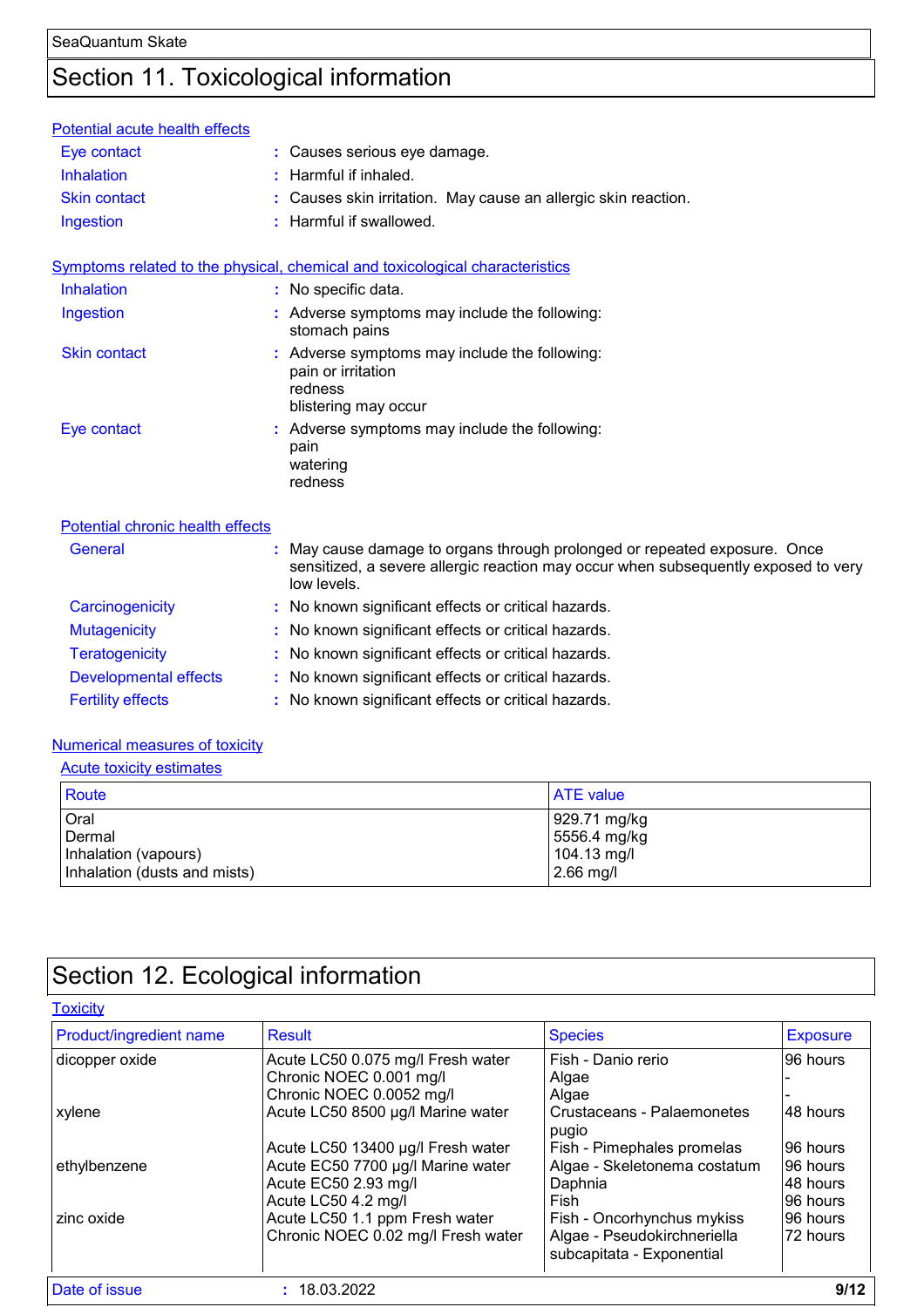# Section 11. Toxicological information

**Potential acute health effects**

| | |
|---|---|
| Eye contact | : Causes serious eye damage. |
| Inhalation | : Harmful if inhaled. |
| Skin contact | : Causes skin irritation. May cause an allergic skin reaction. |
| Ingestion | : Harmful if swallowed. |

**Symptoms related to the physical, chemical and toxicological characteristics**

| | |
|---|---|
| Inhalation | : No specific data. |
| Ingestion | : Adverse symptoms may include the following: stomach pains |
| Skin contact | : Adverse symptoms may include the following: pain or irritation, redness, blistering may occur |
| Eye contact | : Adverse symptoms may include the following: pain, watering, redness |

**Potential chronic health effects**

| | |
|---|---|
| General | : May cause damage to organs through prolonged or repeated exposure. Once sensitized, a severe allergic reaction may occur when subsequently exposed to very low levels. |
| Carcinogenicity | : No known significant effects or critical hazards. |
| Mutagenicity | : No known significant effects or critical hazards. |
| Teratogenicity | : No known significant effects or critical hazards. |
| Developmental effects | : No known significant effects or critical hazards. |
| Fertility effects | : No known significant effects or critical hazards. |

**Numerical measures of toxicity**

**Acute toxicity estimates**

| Route | ATE value |
|---|---|
| Oral | 929.71 mg/kg |
| Dermal | 5556.4 mg/kg |
| Inhalation (vapours) | 104.13 mg/l |
| Inhalation (dusts and mists) | 2.66 mg/l |

# Section 12. Ecological information

**Toxicity**

| Product/ingredient name | Result | Species | Exposure |
|---|---|---|---|
| dicopper oxide | Acute LC50 0.075 mg/l Fresh water | Fish - Danio rerio | 96 hours |
| | Chronic NOEC 0.001 mg/l | Algae | - |
| | Chronic NOEC 0.0052 mg/l | Algae | - |
| xylene | Acute LC50 8500 µg/l Marine water | Crustaceans - Palaemonetes pugio | 48 hours |
| | Acute LC50 13400 µg/l Fresh water | Fish - Pimephales promelas | 96 hours |
| ethylbenzene | Acute EC50 7700 µg/l Marine water | Algae - Skeletonema costatum | 96 hours |
| | Acute EC50 2.93 mg/l | Daphnia | 48 hours |
| | Acute LC50 4.2 mg/l | Fish | 96 hours |
| zinc oxide | Acute LC50 1.1 ppm Fresh water | Fish - Oncorhynchus mykiss | 96 hours |
| | Chronic NOEC 0.02 mg/l Fresh water | Algae - Pseudokirchneriella subcapitata - Exponential | 72 hours |

Date of issue : 18.03.2022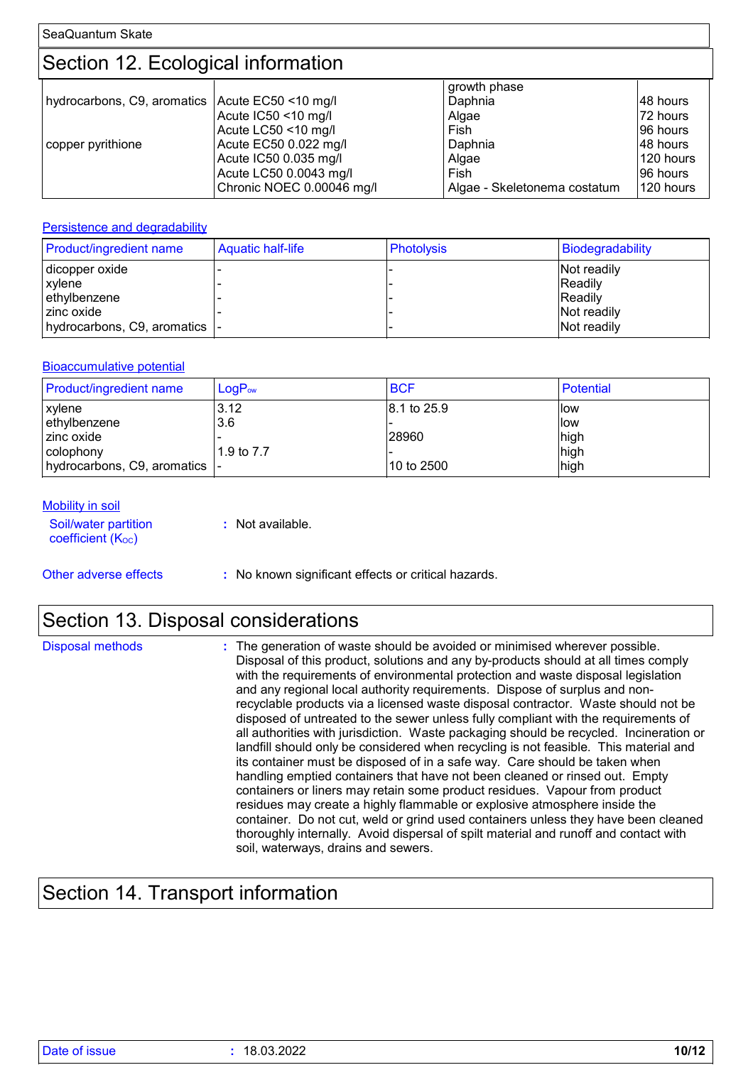## Section 12. Ecological information

| | | | |
|---|---|---|---|
| | | growth phase | |
| hydrocarbons, C9, aromatics | Acute EC50 <10 mg/l | Daphnia | 48 hours |
| | Acute IC50 <10 mg/l | Algae | 72 hours |
| | Acute LC50 <10 mg/l | Fish | 96 hours |
| copper pyrithione | Acute EC50 0.022 mg/l | Daphnia | 48 hours |
| | Acute IC50 0.035 mg/l | Algae | 120 hours |
| | Acute LC50 0.0043 mg/l | Fish | 96 hours |
| | Chronic NOEC 0.00046 mg/l | Algae - Skeletonema costatum | 120 hours |

### Persistence and degradability

| Product/ingredient name | Aquatic half-life | Photolysis | Biodegradability |
|---|---|---|---|
| dicopper oxide | - | - | Not readily |
| xylene | - | - | Readily |
| ethylbenzene | - | - | Readily |
| zinc oxide | - | - | Not readily |
| hydrocarbons, C9, aromatics | - | - | Not readily |

### Bioaccumulative potential

| Product/ingredient name | $LogP_{ow}$ | BCF | Potential |
|---|---|---|---|
| xylene | 3.12 | 8.1 to 25.9 | low |
| ethylbenzene | 3.6 | - | low |
| zinc oxide | - | 28960 | high |
| colophony | 1.9 to 7.7 | - | high |
| hydrocarbons, C9, aromatics | - | 10 to 2500 | high |

### Mobility in soil

**Soil/water partition coefficient ($K_{OC}$)** : Not available.

**Other adverse effects** : No known significant effects or critical hazards.

## Section 13. Disposal considerations

**Disposal methods** : The generation of waste should be avoided or minimised wherever possible. Disposal of this product, solutions and any by-products should at all times comply with the requirements of environmental protection and waste disposal legislation and any regional local authority requirements. Dispose of surplus and non-recyclable products via a licensed waste disposal contractor. Waste should not be disposed of untreated to the sewer unless fully compliant with the requirements of all authorities with jurisdiction. Waste packaging should be recycled. Incineration or landfill should only be considered when recycling is not feasible. This material and its container must be disposed of in a safe way. Care should be taken when handling emptied containers that have not been cleaned or rinsed out. Empty containers or liners may retain some product residues. Vapour from product residues may create a highly flammable or explosive atmosphere inside the container. Do not cut, weld or grind used containers unless they have been cleaned thoroughly internally. Avoid dispersal of spilt material and runoff and contact with soil, waterways, drains and sewers.

## Section 14. Transport information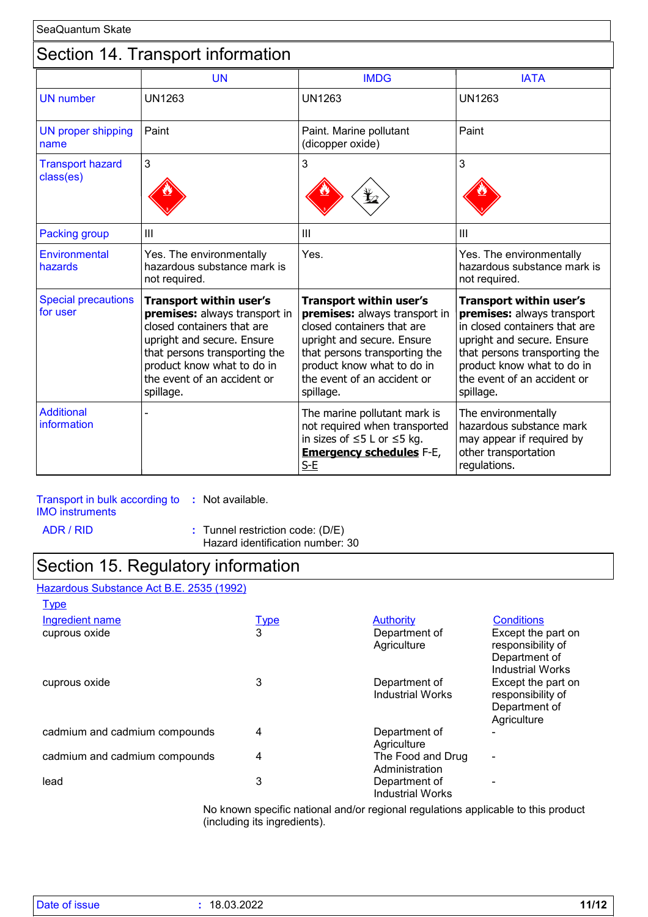## Section 14. Transport information

| | UN | IMDG | IATA |
|---|---|---|---|
| UN number | UN1263 | UN1263 | UN1263 |
| UN proper shipping name | Paint | Paint. Marine pollutant (dicopper oxide) | Paint |
| Transport hazard class(es) | 3 | 3 | 3 |
| Packing group | III | III | III |
| Environmental hazards | Yes. The environmentally hazardous substance mark is not required. | Yes. | Yes. The environmentally hazardous substance mark is not required. |
| Special precautions for user | **Transport within user's premises:** always transport in closed containers that are upright and secure. Ensure that persons transporting the product know what to do in the event of an accident or spillage. | **Transport within user's premises:** always transport in closed containers that are upright and secure. Ensure that persons transporting the product know what to do in the event of an accident or spillage. | **Transport within user's premises:** always transport in closed containers that are upright and secure. Ensure that persons transporting the product know what to do in the event of an accident or spillage. |
| Additional information | - | The marine pollutant mark is not required when transported in sizes of ≤5 L or ≤5 kg. **Emergency schedules** F-E, S-E | The environmentally hazardous substance mark may appear if required by other transportation regulations. |

Transport in bulk according to IMO instruments : Not available.

ADR / RID : Tunnel restriction code: (D/E)
Hazard identification number: 30

## Section 15. Regulatory information

Hazardous Substance Act B.E. 2535 (1992)

Type

| Ingredient name | Type | Authority | Conditions |
|---|---|---|---|
| cuprous oxide | 3 | Department of Agriculture | Except the part on responsibility of Department of Industrial Works |
| cuprous oxide | 3 | Department of Industrial Works | Except the part on responsibility of Department of Agriculture |
| cadmium and cadmium compounds | 4 | Department of Agriculture | - |
| cadmium and cadmium compounds | 4 | The Food and Drug Administration | - |
| lead | 3 | Department of Industrial Works | - |

No known specific national and/or regional regulations applicable to this product (including its ingredients).

Date of issue : 18.03.2022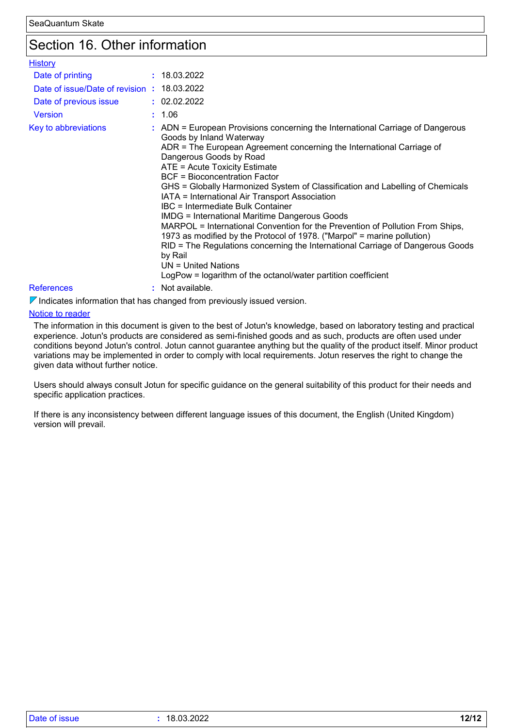# Section 16. Other information

**History**

| | | |
|---|---|---|
| Date of printing | : | 18.03.2022 |
| Date of issue/Date of revision | : | 18.03.2022 |
| Date of previous issue | : | 02.02.2022 |
| Version | : | 1.06 |

**Key to abbreviations** :
ADN = European Provisions concerning the International Carriage of Dangerous Goods by Inland Waterway
ADR = The European Agreement concerning the International Carriage of Dangerous Goods by Road
ATE = Acute Toxicity Estimate
BCF = Bioconcentration Factor
GHS = Globally Harmonized System of Classification and Labelling of Chemicals
IATA = International Air Transport Association
IBC = Intermediate Bulk Container
IMDG = International Maritime Dangerous Goods
MARPOL = International Convention for the Prevention of Pollution From Ships, 1973 as modified by the Protocol of 1978. ("Marpol" = marine pollution)
RID = The Regulations concerning the International Carriage of Dangerous Goods by Rail
UN = United Nations
LogPow = logarithm of the octanol/water partition coefficient

**References** : Not available.

Indicates information that has changed from previously issued version.

**Notice to reader**

The information in this document is given to the best of Jotun's knowledge, based on laboratory testing and practical experience. Jotun's products are considered as semi-finished goods and as such, products are often used under conditions beyond Jotun's control. Jotun cannot guarantee anything but the quality of the product itself. Minor product variations may be implemented in order to comply with local requirements. Jotun reserves the right to change the given data without further notice.

Users should always consult Jotun for specific guidance on the general suitability of this product for their needs and specific application practices.

If there is any inconsistency between different language issues of this document, the English (United Kingdom) version will prevail.